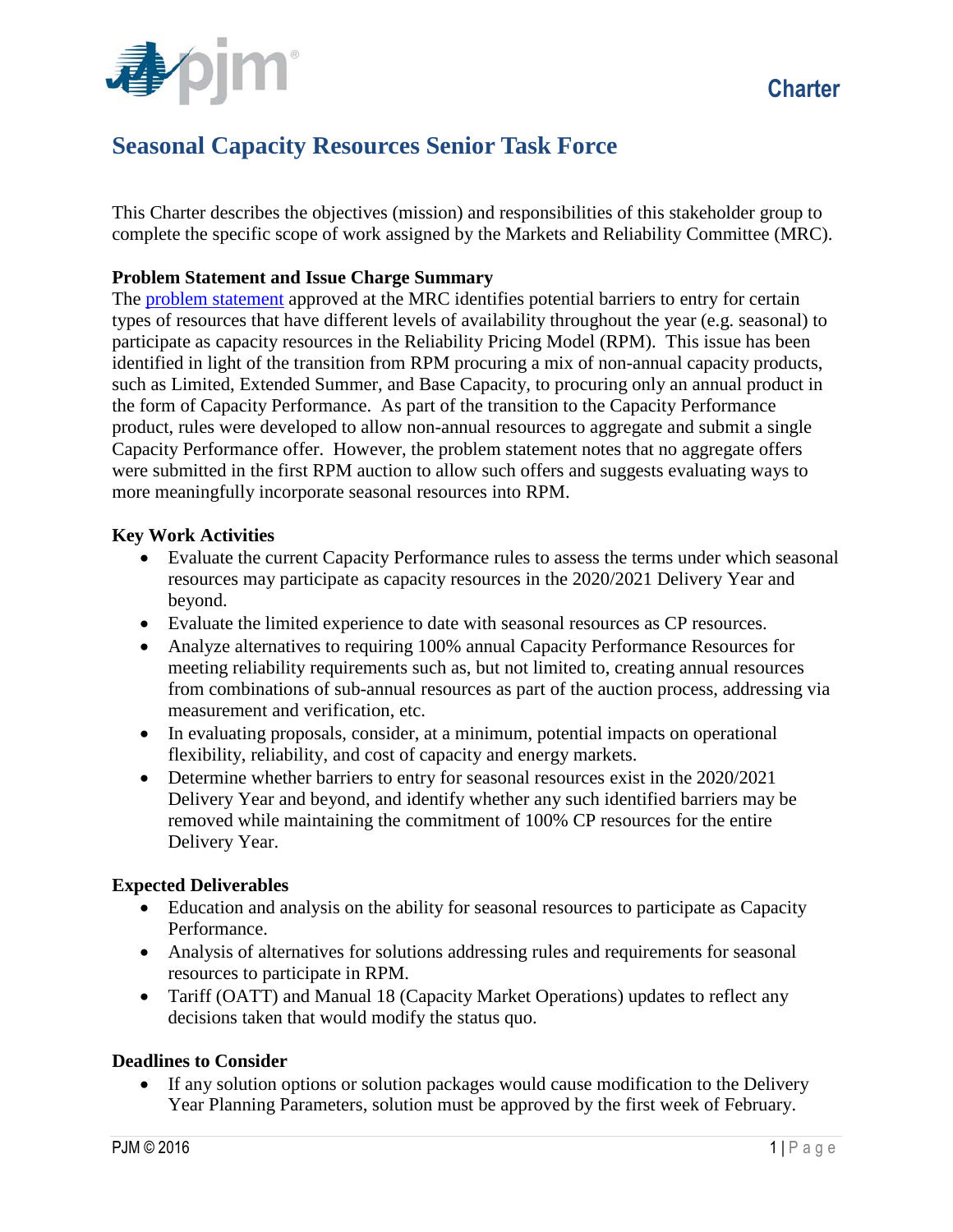Charter

# Seasonal Capacity Resources Senior Task Force

This Charter describes the objectives (mission) and responsibilities of this stakeholder group to complete the specific scope of work assigned by the Markets and Reliability Committee (MRC).

**Problem Statement and Issue Charge Summary**

The problem statement approved at the MRC identifies potential barriers to entry for certain types of resources that have different levels of availability throughout the year (e.g. seasonal) to participate as capacity resources in the Reliability Pricing Model (RPM). This issue has been identified in light of the transition from RPM procuring a mix of non-annual capacity products, such as Limited, Extended Summer, and Base Capacity, to procuring only an annual product in the form of Capacity Performance. As part of the transition to the Capacity Performance product, rules were developed to allow non-annual resources to aggregate and submit a single Capacity Performance offer. However, the problem statement notes that no aggregate offers were submitted in the first RPM auction to allow such offers and suggests evaluating ways to more meaningfully incorporate seasonal resources into RPM.

**Key Work Activities**

- Evaluate the current Capacity Performance rules to assess the terms under which seasonal resources may participate as capacity resources in the 2020/2021 Delivery Year and beyond.
- Evaluate the limited experience to date with seasonal resources as CP resources.
- Analyze alternatives to requiring 100% annual Capacity Performance Resources for meeting reliability requirements such as, but not limited to, creating annual resources from combinations of sub-annual resources as part of the auction process, addressing via measurement and verification, etc.
- In evaluating proposals, consider, at a minimum, potential impacts on operational flexibility, reliability, and cost of capacity and energy markets.
- Determine whether barriers to entry for seasonal resources exist in the 2020/2021 Delivery Year and beyond, and identify whether any such identified barriers may be removed while maintaining the commitment of 100% CP resources for the entire Delivery Year.

**Expected Deliverables**

- Education and analysis on the ability for seasonal resources to participate as Capacity Performance.
- Analysis of alternatives for solutions addressing rules and requirements for seasonal resources to participate in RPM.
- Tariff (OATT) and Manual 18 (Capacity Market Operations) updates to reflect any decisions taken that would modify the status quo.

**Deadlines to Consider**

- If any solution options or solution packages would cause modification to the Delivery Year Planning Parameters, solution must be approved by the first week of February.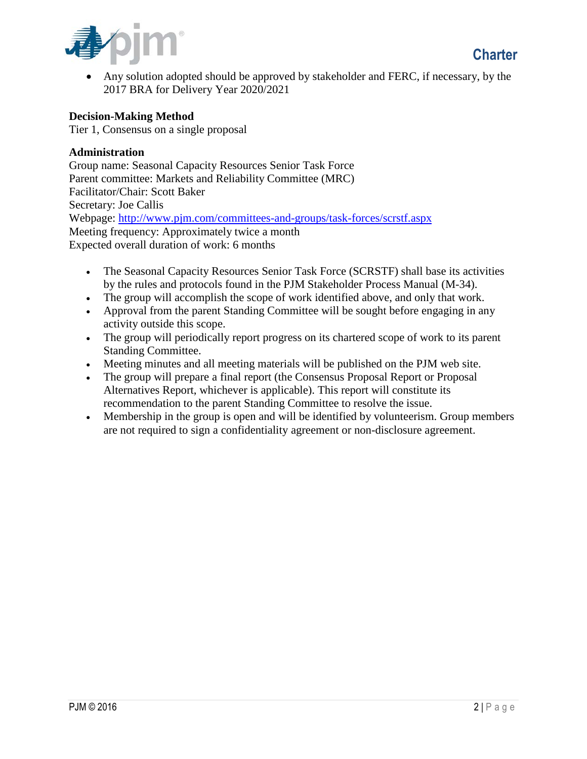- Any solution adopted should be approved by stakeholder and FERC, if necessary, by the 2017 BRA for Delivery Year 2020/2021

**Decision-Making Method**
Tier 1, Consensus on a single proposal

**Administration**
Group name: Seasonal Capacity Resources Senior Task Force
Parent committee: Markets and Reliability Committee (MRC)
Facilitator/Chair: Scott Baker
Secretary: Joe Callis
Webpage: [http://www.pjm.com/committees-and-groups/task-forces/scrstf.aspx](http://www.pjm.com/committees-and-groups/task-forces/scrstf.aspx)
Meeting frequency: Approximately twice a month
Expected overall duration of work: 6 months

- The Seasonal Capacity Resources Senior Task Force (SCRSTF) shall base its activities by the rules and protocols found in the PJM Stakeholder Process Manual (M-34).
- The group will accomplish the scope of work identified above, and only that work.
- Approval from the parent Standing Committee will be sought before engaging in any activity outside this scope.
- The group will periodically report progress on its chartered scope of work to its parent Standing Committee.
- Meeting minutes and all meeting materials will be published on the PJM web site.
- The group will prepare a final report (the Consensus Proposal Report or Proposal Alternatives Report, whichever is applicable). This report will constitute its recommendation to the parent Standing Committee to resolve the issue.
- Membership in the group is open and will be identified by volunteerism. Group members are not required to sign a confidentiality agreement or non-disclosure agreement.